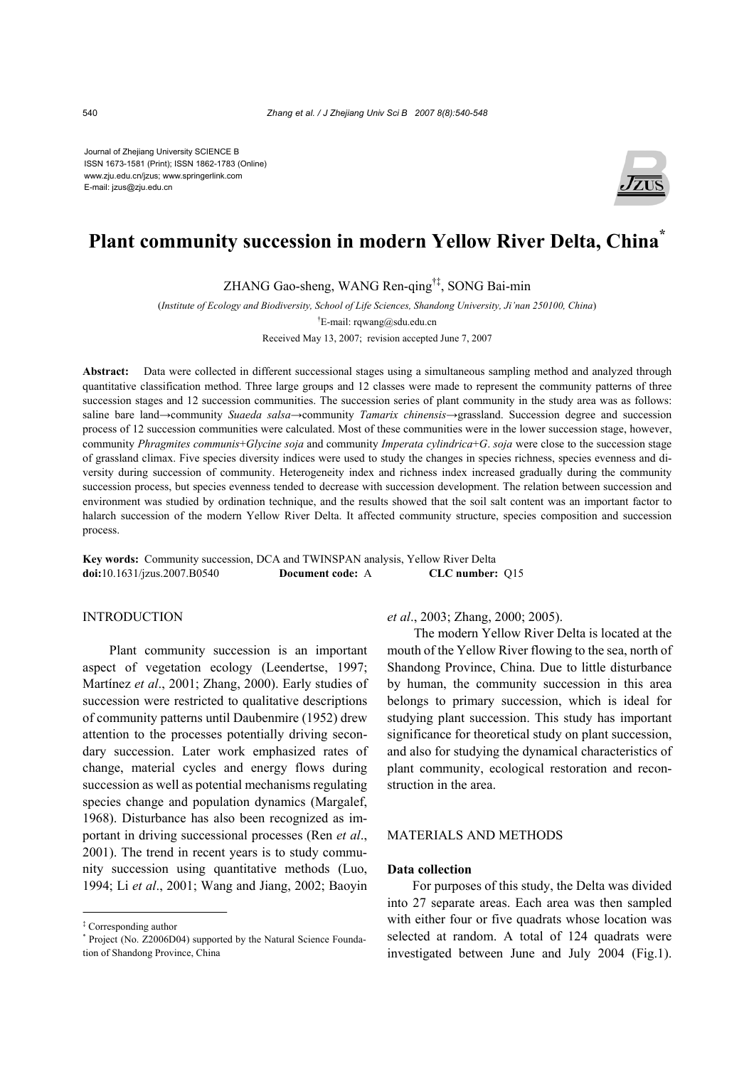Journal of Zhejiang University SCIENCE B
ISSN 1673-1581 (Print); ISSN 1862-1783 (Online)
www.zju.edu.cn/jzus; www.springerlink.com
E-mail: jzus@zju.edu.cn

# Plant community succession in modern Yellow River Delta, China*

ZHANG Gao-sheng, WANG Ren-qing†‡, SONG Bai-min

(*Institute of Ecology and Biodiversity, School of Life Sciences, Shandong University, Ji'nan 250100, China*)

†E-mail: rqwang@sdu.edu.cn

Received May 13, 2007; revision accepted June 7, 2007

**Abstract:** Data were collected in different successional stages using a simultaneous sampling method and analyzed through quantitative classification method. Three large groups and 12 classes were made to represent the community patterns of three succession stages and 12 succession communities. The succession series of plant community in the study area was as follows: saline bare land→community *Suaeda salsa*→community *Tamarix chinensis*→grassland. Succession degree and succession process of 12 succession communities were calculated. Most of these communities were in the lower succession stage, however, community *Phragmites communis*+*Glycine soja* and community *Imperata cylindrica*+*G*. *soja* were close to the succession stage of grassland climax. Five species diversity indices were used to study the changes in species richness, species evenness and diversity during succession of community. Heterogeneity index and richness index increased gradually during the community succession process, but species evenness tended to decrease with succession development. The relation between succession and environment was studied by ordination technique, and the results showed that the soil salt content was an important factor to halarch succession of the modern Yellow River Delta. It affected community structure, species composition and succession process.

**Key words:** Community succession, DCA and TWINSPAN analysis, Yellow River Delta
**doi:**10.1631/jzus.2007.B0540 **Document code:** A **CLC number:** Q15

## INTRODUCTION

Plant community succession is an important aspect of vegetation ecology (Leendertse, 1997; Martínez *et al*., 2001; Zhang, 2000). Early studies of succession were restricted to qualitative descriptions of community patterns until Daubenmire (1952) drew attention to the processes potentially driving secondary succession. Later work emphasized rates of change, material cycles and energy flows during succession as well as potential mechanisms regulating species change and population dynamics (Margalef, 1968). Disturbance has also been recognized as important in driving successional processes (Ren *et al*., 2001). The trend in recent years is to study community succession using quantitative methods (Luo, 1994; Li *et al*., 2001; Wang and Jiang, 2002; Baoyin *et al*., 2003; Zhang, 2000; 2005).

The modern Yellow River Delta is located at the mouth of the Yellow River flowing to the sea, north of Shandong Province, China. Due to little disturbance by human, the community succession in this area belongs to primary succession, which is ideal for studying plant succession. This study has important significance for theoretical study on plant succession, and also for studying the dynamical characteristics of plant community, ecological restoration and reconstruction in the area.

## MATERIALS AND METHODS

### Data collection

For purposes of this study, the Delta was divided into 27 separate areas. Each area was then sampled with either four or five quadrats whose location was selected at random. A total of 124 quadrats were investigated between June and July 2004 (Fig.1).

‡ Corresponding author
\* Project (No. Z2006D04) supported by the Natural Science Foundation of Shandong Province, China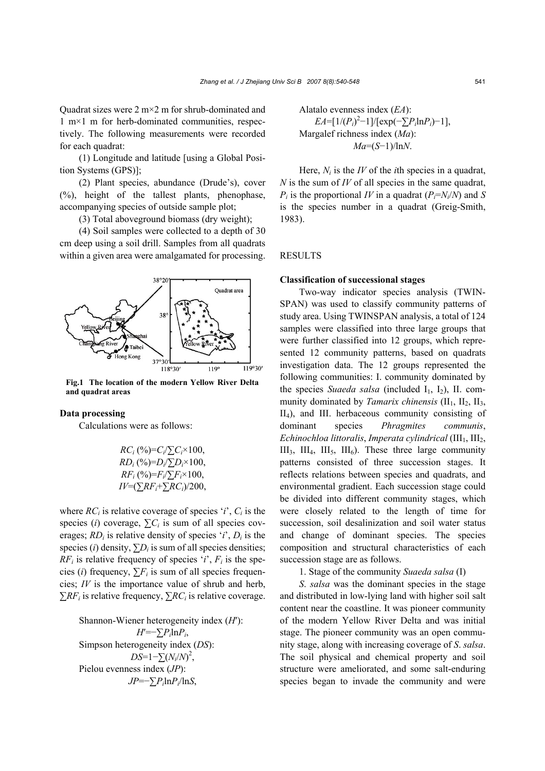Quadrat sizes were 2 m×2 m for shrub-dominated and 1 m×1 m for herb-dominated communities, respectively. The following measurements were recorded for each quadrat:

(1) Longitude and latitude [using a Global Position Systems (GPS)];

(2) Plant species, abundance (Drude's), cover (%), height of the tallest plants, phenophase, accompanying species of outside sample plot;

(3) Total aboveground biomass (dry weight);

(4) Soil samples were collected to a depth of 30 cm deep using a soil drill. Samples from all quadrats within a given area were amalgamated for processing.

**Fig.1 The location of the modern Yellow River Delta and quadrat areas**

### Data processing

Calculations were as follows:

$$RC_i\ (\%)=C_i/\sum C_i\times 100,$$
$$RD_i\ (\%)=D_i/\sum D_i\times 100,$$
$$RF_i\ (\%)=F_i/\sum F_i\times 100,$$
$$IV=(\sum RF_i+\sum RC_i)/200,$$

where $RC_i$ is relative coverage of species '$i$', $C_i$ is the species ($i$) coverage, $\sum C_i$ is sum of all species coverages; $RD_i$ is relative density of species '$i$', $D_i$ is the species ($i$) density, $\sum D_i$ is sum of all species densities; $RF_i$ is relative frequency of species '$i$', $F_i$ is the species ($i$) frequency, $\sum F_i$ is sum of all species frequencies; $IV$ is the importance value of shrub and herb, $\sum RF_i$ is relative frequency, $\sum RC_i$ is relative coverage.

Shannon-Wiener heterogeneity index ($H'$):
$$H'=-\sum P_i \ln P_i,$$
Simpson heterogeneity index ($DS$):
$$DS=1-\sum (N_i/N)^2,$$
Pielou evenness index ($JP$):
$$JP=-\sum P_i \ln P_i/\ln S,$$
Alatalo evenness index ($EA$):
$$EA=[1/(P_i)^2-1]/[\exp(-\sum P_i \ln P_i)-1],$$
Margalef richness index ($Ma$):
$$Ma=(S-1)/\ln N.$$

Here, $N_i$ is the $IV$ of the $i$th species in a quadrat, $N$ is the sum of $IV$ of all species in the same quadrat, $P_i$ is the proportional $IV$ in a quadrat ($P_i=N_i/N$) and $S$ is the species number in a quadrat (Greig-Smith, 1983).

## RESULTS

### Classification of successional stages

Two-way indicator species analysis (TWINSPAN) was used to classify community patterns of study area. Using TWINSPAN analysis, a total of 124 samples were classified into three large groups that were further classified into 12 groups, which represented 12 community patterns, based on quadrats investigation data. The 12 groups represented the following communities: I. community dominated by the species *Suaeda salsa* (included $I_1$, $I_2$), II. community dominated by *Tamarix chinensis* ($II_1$, $II_2$, $II_3$, $II_4$), and III. herbaceous community consisting of dominant species *Phragmites communis*, *Echinochloa littoralis*, *Imperata cylindrical* ($III_1$, $III_2$, $III_3$, $III_4$, $III_5$, $III_6$). These three large community patterns consisted of three succession stages. It reflects relations between species and quadrats, and environmental gradient. Each succession stage could be divided into different community stages, which were closely related to the length of time for succession, soil desalinization and soil water status and change of dominant species. The species composition and structural characteristics of each succession stage are as follows.

1. Stage of the community *Suaeda salsa* (I)

*S. salsa* was the dominant species in the stage and distributed in low-lying land with higher soil salt content near the coastline. It was pioneer community of the modern Yellow River Delta and was initial stage. The pioneer community was an open community stage, along with increasing coverage of *S. salsa*. The soil physical and chemical property and soil structure were ameliorated, and some salt-enduring species began to invade the community and were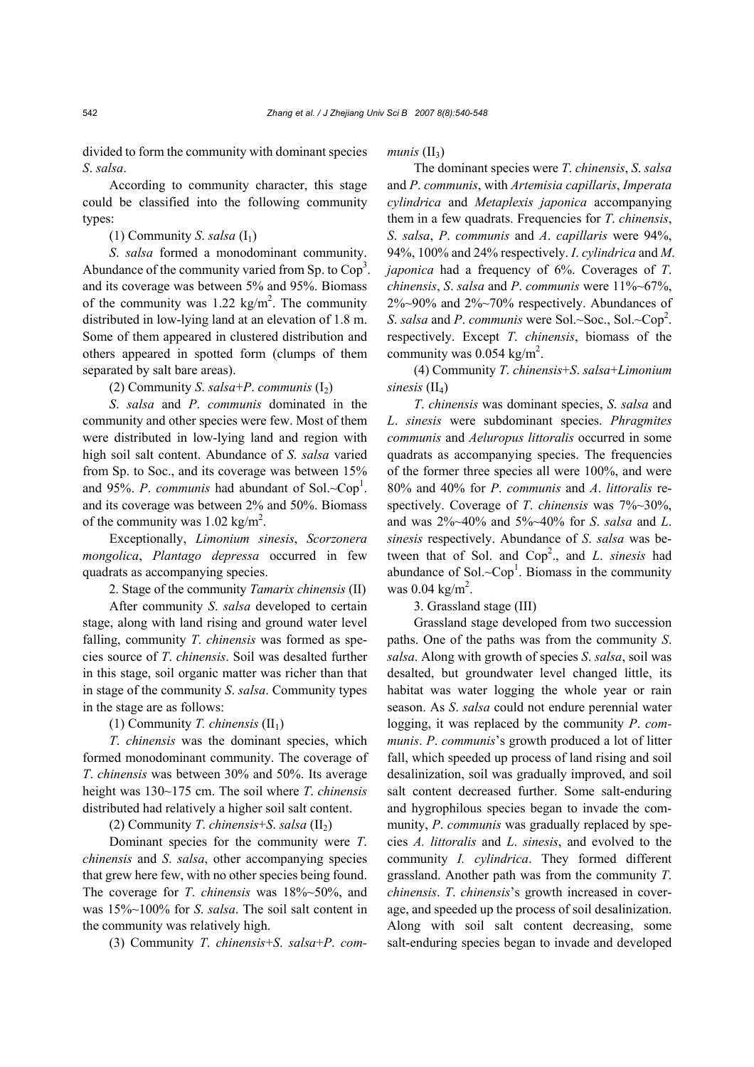divided to form the community with dominant species *S. salsa*.

According to community character, this stage could be classified into the following community types:

(1) Community *S. salsa* ($I_1$)

*S. salsa* formed a monodominant community. Abundance of the community varied from Sp. to $Cop^3$. and its coverage was between 5% and 95%. Biomass of the community was 1.22 $kg/m^2$. The community distributed in low-lying land at an elevation of 1.8 m. Some of them appeared in clustered distribution and others appeared in spotted form (clumps of them separated by salt bare areas).

(2) Community *S. salsa*+*P. communis* ($I_2$)

*S. salsa* and *P. communis* dominated in the community and other species were few. Most of them were distributed in low-lying land and region with high soil salt content. Abundance of *S. salsa* varied from Sp. to Soc., and its coverage was between 15% and 95%. *P. communis* had abundant of Sol.~$Cop^1$. and its coverage was between 2% and 50%. Biomass of the community was 1.02 $kg/m^2$.

Exceptionally, *Limonium sinesis*, *Scorzonera mongolica*, *Plantago depressa* occurred in few quadrats as accompanying species.

2. Stage of the community *Tamarix chinensis* (II)

After community *S. salsa* developed to certain stage, along with land rising and ground water level falling, community *T. chinensis* was formed as species source of *T. chinensis*. Soil was desalted further in this stage, soil organic matter was richer than that in stage of the community *S. salsa*. Community types in the stage are as follows:

(1) Community *T. chinensis* ($II_1$)

*T. chinensis* was the dominant species, which formed monodominant community. The coverage of *T. chinensis* was between 30% and 50%. Its average height was 130~175 cm. The soil where *T. chinensis* distributed had relatively a higher soil salt content.

(2) Community *T. chinensis*+*S. salsa* ($II_2$)

Dominant species for the community were *T. chinensis* and *S. salsa*, other accompanying species that grew here few, with no other species being found. The coverage for *T. chinensis* was 18%~50%, and was 15%~100% for *S. salsa*. The soil salt content in the community was relatively high.

(3) Community *T. chinensis*+*S. salsa*+*P. communis* ($II_3$)

The dominant species were *T. chinensis*, *S. salsa* and *P. communis*, with *Artemisia capillaris*, *Imperata cylindrica* and *Metaplexis japonica* accompanying them in a few quadrats. Frequencies for *T. chinensis*, *S. salsa*, *P. communis* and *A. capillaris* were 94%, 94%, 100% and 24% respectively. *I. cylindrica* and *M. japonica* had a frequency of 6%. Coverages of *T. chinensis*, *S. salsa* and *P. communis* were 11%~67%, 2%~90% and 2%~70% respectively. Abundances of *S. salsa* and *P. communis* were Sol.~Soc., Sol.~$Cop^2$. respectively. Except *T. chinensis*, biomass of the community was 0.054 $kg/m^2$.

(4) Community *T. chinensis*+*S. salsa*+*Limonium sinesis* ($II_4$)

*T. chinensis* was dominant species, *S. salsa* and *L. sinesis* were subdominant species. *Phragmites communis* and *Aeluropus littoralis* occurred in some quadrats as accompanying species. The frequencies of the former three species all were 100%, and were 80% and 40% for *P. communis* and *A. littoralis* respectively. Coverage of *T. chinensis* was 7%~30%, and was 2%~40% and 5%~40% for *S. salsa* and *L. sinesis* respectively. Abundance of *S. salsa* was between that of Sol. and $Cop^2$., and *L. sinesis* had abundance of Sol.~$Cop^1$. Biomass in the community was 0.04 $kg/m^2$.

3. Grassland stage (III)

Grassland stage developed from two succession paths. One of the paths was from the community *S. salsa*. Along with growth of species *S. salsa*, soil was desalted, but groundwater level changed little, its habitat was water logging the whole year or rain season. As *S. salsa* could not endure perennial water logging, it was replaced by the community *P. communis*. *P. communis*'s growth produced a lot of litter fall, which speeded up process of land rising and soil desalinization, soil was gradually improved, and soil salt content decreased further. Some salt-enduring and hygrophilous species began to invade the community, *P. communis* was gradually replaced by species *A. littoralis* and *L. sinesis*, and evolved to the community *I. cylindrica*. They formed different grassland. Another path was from the community *T. chinensis*. *T. chinensis*'s growth increased in coverage, and speeded up the process of soil desalinization. Along with soil salt content decreasing, some salt-enduring species began to invade and developed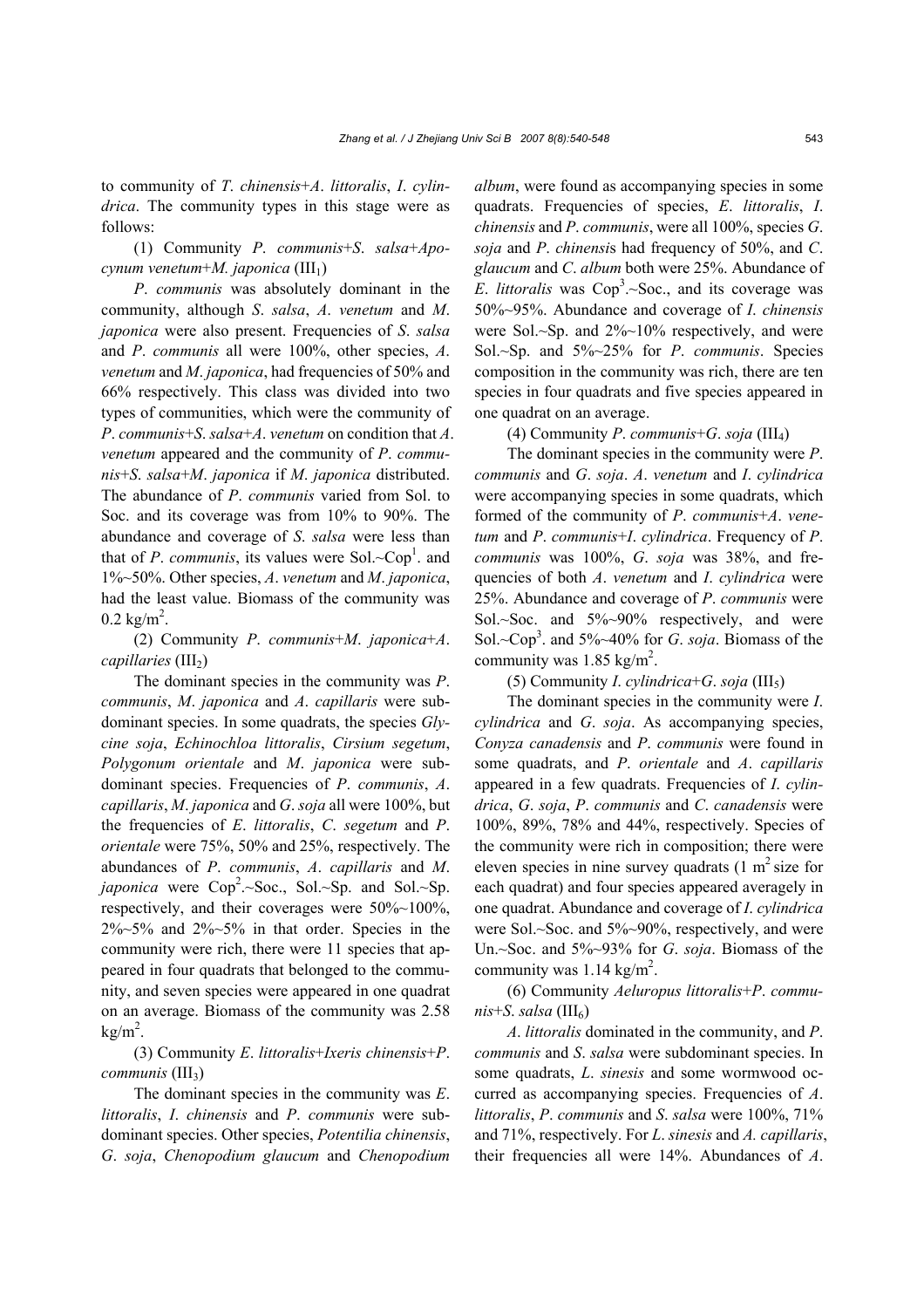to community of *T. chinensis*+*A. littoralis*, *I. cylindrica*. The community types in this stage were as follows:

(1) Community *P. communis*+*S. salsa*+*Apocynum venetum*+*M. japonica* ($III_1$)

*P. communis* was absolutely dominant in the community, although *S. salsa*, *A. venetum* and *M. japonica* were also present. Frequencies of *S. salsa* and *P. communis* all were 100%, other species, *A. venetum* and *M. japonica*, had frequencies of 50% and 66% respectively. This class was divided into two types of communities, which were the community of *P. communis*+*S. salsa*+*A. venetum* on condition that *A. venetum* appeared and the community of *P. communis*+*S. salsa*+*M. japonica* if *M. japonica* distributed. The abundance of *P. communis* varied from Sol. to Soc. and its coverage was from 10% to 90%. The abundance and coverage of *S. salsa* were less than that of *P. communis*, its values were Sol.~$Cop^1$. and 1%~50%. Other species, *A. venetum* and *M. japonica*, had the least value. Biomass of the community was 0.2 $kg/m^2$.

(2) Community *P. communis*+*M. japonica*+*A. capillaries* ($III_2$)

The dominant species in the community was *P. communis*, *M. japonica* and *A. capillaris* were subdominant species. In some quadrats, the species *Glycine soja*, *Echinochloa littoralis*, *Cirsium segetum*, *Polygonum orientale* and *M. japonica* were subdominant species. Frequencies of *P. communis*, *A. capillaris*, *M. japonica* and *G. soja* all were 100%, but the frequencies of *E. littoralis*, *C. segetum* and *P. orientale* were 75%, 50% and 25%, respectively. The abundances of *P. communis*, *A. capillaris* and *M. japonica* were $Cop^2$.~Soc., Sol.~Sp. and Sol.~Sp. respectively, and their coverages were 50%~100%, 2%~5% and 2%~5% in that order. Species in the community were rich, there were 11 species that appeared in four quadrats that belonged to the community, and seven species were appeared in one quadrat on an average. Biomass of the community was 2.58 $kg/m^2$.

(3) Community *E. littoralis*+*Ixeris chinensis*+*P. communis* ($III_3$)

The dominant species in the community was *E. littoralis*, *I. chinensis* and *P. communis* were subdominant species. Other species, *Potentilia chinensis*, *G. soja*, *Chenopodium glaucum* and *Chenopodium album*, were found as accompanying species in some quadrats. Frequencies of species, *E. littoralis*, *I. chinensis* and *P. communis*, were all 100%, species *G. soja* and *P. chinensis* had frequency of 50%, and *C. glaucum* and *C. album* both were 25%. Abundance of *E. littoralis* was $Cop^3$.~Soc., and its coverage was 50%~95%. Abundance and coverage of *I. chinensis* were Sol.~Sp. and 2%~10% respectively, and were Sol.~Sp. and 5%~25% for *P. communis*. Species composition in the community was rich, there are ten species in four quadrats and five species appeared in one quadrat on an average.

(4) Community *P. communis*+*G. soja* ($III_4$)

The dominant species in the community were *P. communis* and *G. soja*. *A. venetum* and *I. cylindrica* were accompanying species in some quadrats, which formed of the community of *P. communis*+*A. venetum* and *P. communis*+*I. cylindrica*. Frequency of *P. communis* was 100%, *G. soja* was 38%, and frequencies of both *A. venetum* and *I. cylindrica* were 25%. Abundance and coverage of *P. communis* were Sol.~Soc. and 5%~90% respectively, and were Sol.~$Cop^3$. and 5%~40% for *G. soja*. Biomass of the community was 1.85 $kg/m^2$.

(5) Community *I. cylindrica*+*G. soja* ($III_5$)

The dominant species in the community were *I. cylindrica* and *G. soja*. As accompanying species, *Conyza canadensis* and *P. communis* were found in some quadrats, and *P. orientale* and *A. capillaris* appeared in a few quadrats. Frequencies of *I. cylindrica*, *G. soja*, *P. communis* and *C. canadensis* were 100%, 89%, 78% and 44%, respectively. Species of the community were rich in composition; there were eleven species in nine survey quadrats (1 $m^2$ size for each quadrat) and four species appeared averagely in one quadrat. Abundance and coverage of *I. cylindrica* were Sol.~Soc. and 5%~90%, respectively, and were Un.~Soc. and 5%~93% for *G. soja*. Biomass of the community was 1.14 $kg/m^2$.

(6) Community *Aeluropus littoralis*+*P. communis*+*S. salsa* ($III_6$)

*A. littoralis* dominated in the community, and *P. communis* and *S. salsa* were subdominant species. In some quadrats, *L. sinesis* and some wormwood occurred as accompanying species. Frequencies of *A. littoralis*, *P. communis* and *S. salsa* were 100%, 71% and 71%, respectively. For *L. sinesis* and *A. capillaris*, their frequencies all were 14%. Abundances of *A.*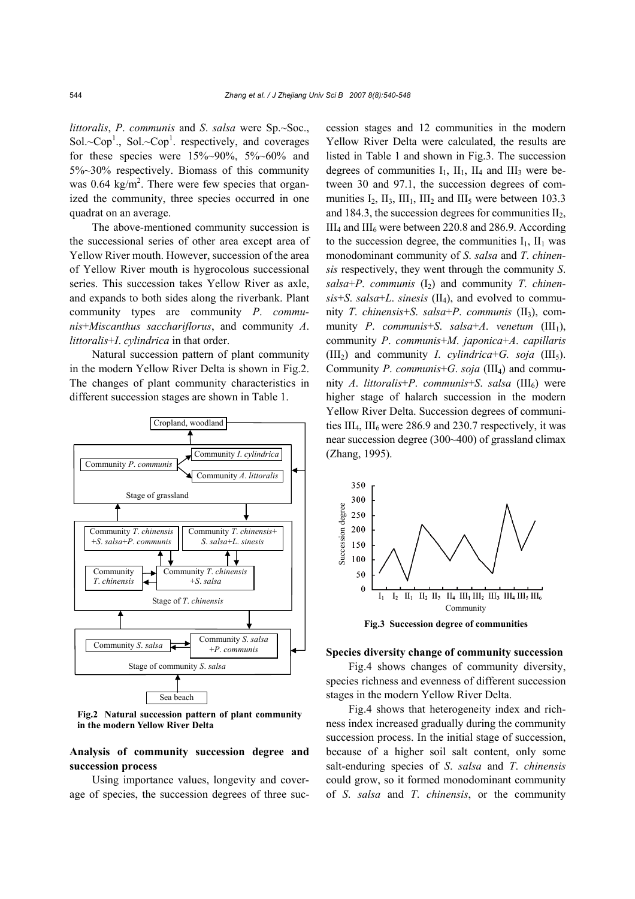*littoralis*, *P*. *communis* and *S*. *salsa* were Sp.~Soc., Sol.~Cop[1]., Sol.~Cop[1]. respectively, and coverages for these species were 15%~90%, 5%~60% and 5%~30% respectively. Biomass of this community was 0.64 kg/m$^2$. There were few species that organized the community, three species occurred in one quadrat on an average.

The above-mentioned community succession is the successional series of other area except area of Yellow River mouth. However, succession of the area of Yellow River mouth is hygrocolous successional series. This succession takes Yellow River as axle, and expands to both sides along the riverbank. Plant community types are community *P*. *communis*+*Miscanthus sacchariflorus*, and community *A*. *littoralis*+*I*. *cylindrica* in that order.

Natural succession pattern of plant community in the modern Yellow River Delta is shown in Fig.2. The changes of plant community characteristics in different succession stages are shown in Table 1.

**Fig.2 Natural succession pattern of plant community in the modern Yellow River Delta**

### Analysis of community succession degree and succession process

Using importance values, longevity and coverage of species, the succession degrees of three succession stages and 12 communities in the modern Yellow River Delta were calculated, the results are listed in Table 1 and shown in Fig.3. The succession degrees of communities $I_1$, $II_1$, $II_4$ and $III_3$ were between 30 and 97.1, the succession degrees of communities $I_2$, $II_3$, $III_1$, $III_2$ and $III_5$ were between 103.3 and 184.3, the succession degrees for communities $II_2$, $III_4$ and $III_6$ were between 220.8 and 286.9. According to the succession degree, the communities $I_1$, $II_1$ was monodominant community of *S*. *salsa* and *T*. *chinensis* respectively, they went through the community *S*. *salsa*+*P*. *communis* ($I_2$) and community *T*. *chinensis*+*S*. *salsa*+*L*. *sinesis* ($II_4$), and evolved to community *T*. *chinensis*+*S*. *salsa*+*P*. *communis* ($II_3$), community *P*. *communis*+*S*. *salsa*+*A*. *venetum* ($III_1$), community *P*. *communis*+*M*. *japonica*+*A*. *capillaris* ($III_2$) and community *I*. *cylindrica*+*G*. *soja* ($III_5$). Community *P*. *communis*+*G*. *soja* ($III_4$) and community *A*. *littoralis*+*P*. *communis*+*S*. *salsa* ($III_6$) were higher stage of halarch succession in the modern Yellow River Delta. Succession degrees of communities $III_4$, $III_6$ were 286.9 and 230.7 respectively, it was near succession degree (300~400) of grassland climax (Zhang, 1995).

**Fig.3 Succession degree of communities**

### Species diversity change of community succession

Fig.4 shows changes of community diversity, species richness and evenness of different succession stages in the modern Yellow River Delta.

Fig.4 shows that heterogeneity index and richness index increased gradually during the community succession process. In the initial stage of succession, because of a higher soil salt content, only some salt-enduring species of *S*. *salsa* and *T*. *chinensis* could grow, so it formed monodominant community of *S*. *salsa* and *T*. *chinensis*, or the community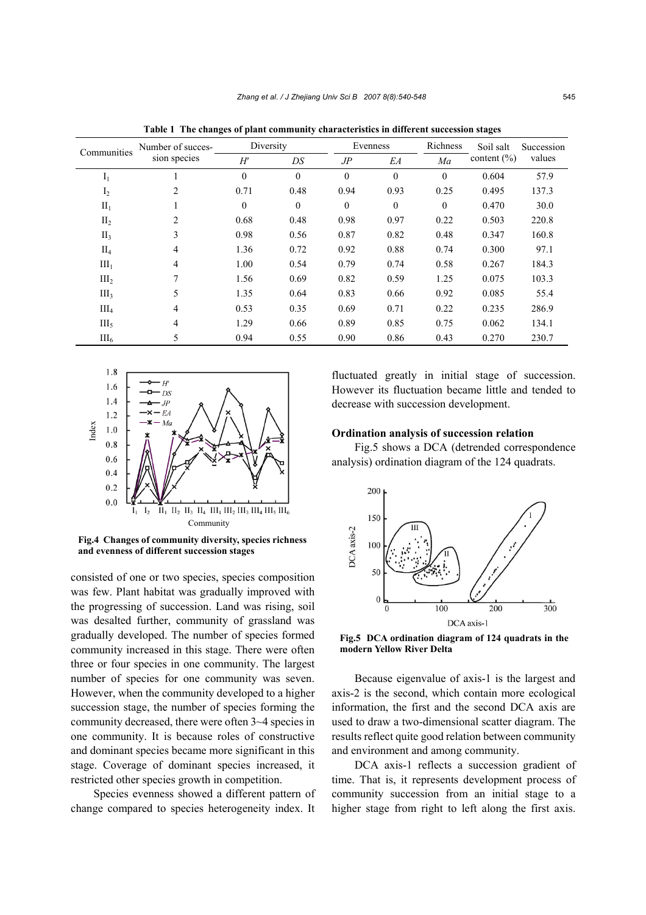**Table 1 The changes of plant community characteristics in different succession stages**

| Communities | Number of succession species | Diversity | | Evenness | | Richness | Soil salt content (%) | Succession values |
|---|---|---|---|---|---|---|---|---|
| | | $H'$ | $DS$ | $JP$ | $EA$ | $Ma$ | | |
| $I_1$ | 1 | 0 | 0 | 0 | 0 | 0 | 0.604 | 57.9 |
| $I_2$ | 2 | 0.71 | 0.48 | 0.94 | 0.93 | 0.25 | 0.495 | 137.3 |
| $II_1$ | 1 | 0 | 0 | 0 | 0 | 0 | 0.470 | 30.0 |
| $II_2$ | 2 | 0.68 | 0.48 | 0.98 | 0.97 | 0.22 | 0.503 | 220.8 |
| $II_3$ | 3 | 0.98 | 0.56 | 0.87 | 0.82 | 0.48 | 0.347 | 160.8 |
| $II_4$ | 4 | 1.36 | 0.72 | 0.92 | 0.88 | 0.74 | 0.300 | 97.1 |
| $III_1$ | 4 | 1.00 | 0.54 | 0.79 | 0.74 | 0.58 | 0.267 | 184.3 |
| $III_2$ | 7 | 1.56 | 0.69 | 0.82 | 0.59 | 1.25 | 0.075 | 103.3 |
| $III_3$ | 5 | 1.35 | 0.64 | 0.83 | 0.66 | 0.92 | 0.085 | 55.4 |
| $III_4$ | 4 | 0.53 | 0.35 | 0.69 | 0.71 | 0.22 | 0.235 | 286.9 |
| $III_5$ | 4 | 1.29 | 0.66 | 0.89 | 0.85 | 0.75 | 0.062 | 134.1 |
| $III_6$ | 5 | 0.94 | 0.55 | 0.90 | 0.86 | 0.43 | 0.270 | 230.7 |

**Fig.4 Changes of community diversity, species richness and evenness of different succession stages**

consisted of one or two species, species composition was few. Plant habitat was gradually improved with the progressing of succession. Land was rising, soil was desalted further, community of grassland was gradually developed. The number of species formed community increased in this stage. There were often three or four species in one community. The largest number of species for one community was seven. However, when the community developed to a higher succession stage, the number of species forming the community decreased, there were often 3~4 species in one community. It is because roles of constructive and dominant species became more significant in this stage. Coverage of dominant species increased, it restricted other species growth in competition.

Species evenness showed a different pattern of change compared to species heterogeneity index. It fluctuated greatly in initial stage of succession. However its fluctuation became little and tended to decrease with succession development.

**Ordination analysis of succession relation**

Fig.5 shows a DCA (detrended correspondence analysis) ordination diagram of the 124 quadrats.

**Fig.5 DCA ordination diagram of 124 quadrats in the modern Yellow River Delta**

Because eigenvalue of axis-1 is the largest and axis-2 is the second, which contain more ecological information, the first and the second DCA axis are used to draw a two-dimensional scatter diagram. The results reflect quite good relation between community and environment and among community.

DCA axis-1 reflects a succession gradient of time. That is, it represents development process of community succession from an initial stage to a higher stage from right to left along the first axis.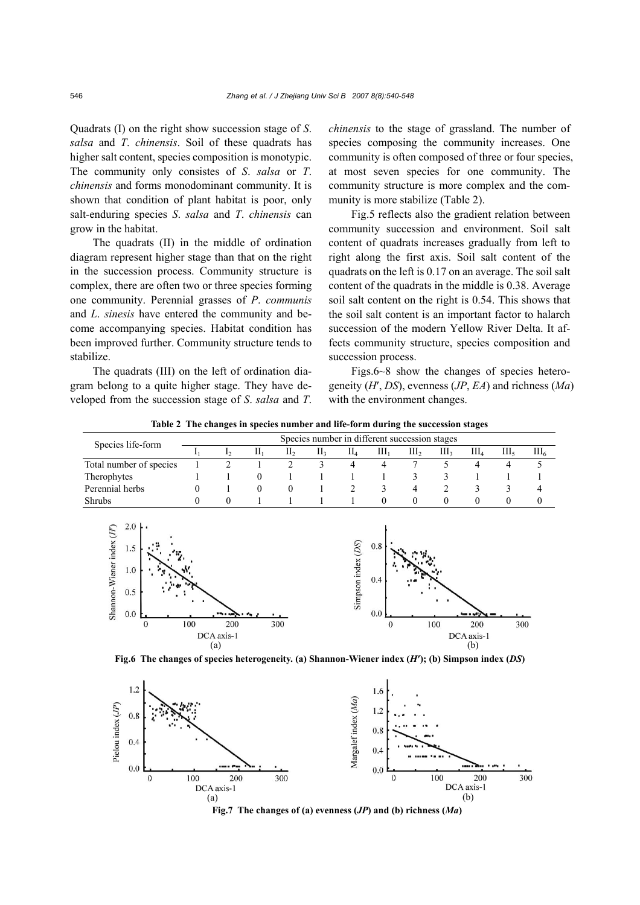Quadrats (I) on the right show succession stage of *S. salsa* and *T. chinensis*. Soil of these quadrats has higher salt content, species composition is monotypic. The community only consistes of *S. salsa* or *T. chinensis* and forms monodominant community. It is shown that condition of plant habitat is poor, only salt-enduring species *S. salsa* and *T. chinensis* can grow in the habitat.

The quadrats (II) in the middle of ordination diagram represent higher stage than that on the right in the succession process. Community structure is complex, there are often two or three species forming one community. Perennial grasses of *P. communis* and *L. sinesis* have entered the community and become accompanying species. Habitat condition has been improved further. Community structure tends to stabilize.

The quadrats (III) on the left of ordination diagram belong to a quite higher stage. They have developed from the succession stage of *S. salsa* and *T. chinensis* to the stage of grassland. The number of species composing the community increases. One community is often composed of three or four species, at most seven species for one community. The community structure is more complex and the community is more stabilize (Table 2).

Fig.5 reflects also the gradient relation between community succession and environment. Soil salt content of quadrats increases gradually from left to right along the first axis. Soil salt content of the quadrats on the left is 0.17 on an average. The soil salt content of the quadrats in the middle is 0.38. Average soil salt content on the right is 0.54. This shows that the soil salt content is an important factor to halarch succession of the modern Yellow River Delta. It affects community structure, species composition and succession process.

Figs.6~8 show the changes of species heterogeneity ($H'$, $DS$), evenness ($JP$, $EA$) and richness ($Ma$) with the environment changes.

**Table 2 The changes in species number and life-form during the succession stages**

| Species life-form | Species number in different succession stages | | | | | | | | | | | |
|---|---|---|---|---|---|---|---|---|---|---|---|---|
| | $I_1$ | $I_2$ | $II_1$ | $II_2$ | $II_3$ | $II_4$ | $III_1$ | $III_2$ | $III_3$ | $III_4$ | $III_5$ | $III_6$ |
| Total number of species | 1 | 2 | 1 | 2 | 3 | 4 | 4 | 7 | 5 | 4 | 4 | 5 |
| Therophytes | 1 | 1 | 0 | 1 | 1 | 1 | 1 | 3 | 3 | 1 | 1 | 1 |
| Perennial herbs | 0 | 1 | 0 | 0 | 1 | 2 | 3 | 4 | 2 | 3 | 3 | 4 |
| Shrubs | 0 | 0 | 1 | 1 | 1 | 1 | 0 | 0 | 0 | 0 | 0 | 0 |

**Fig.6 The changes of species heterogeneity. (a) Shannon-Wiener index ($H'$); (b) Simpson index ($DS$)**

**Fig.7 The changes of (a) evenness ($JP$) and (b) richness ($Ma$)**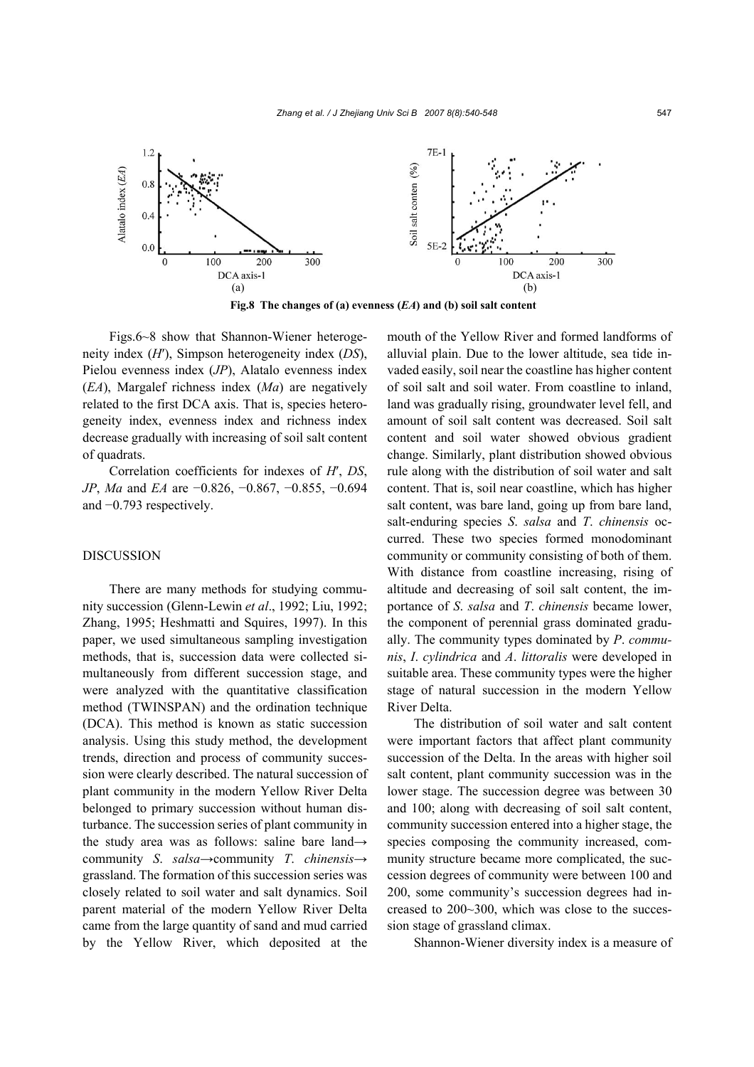**Fig.8 The changes of (a) evenness (*EA*) and (b) soil salt content**

Figs.6~8 show that Shannon-Wiener heterogeneity index (*H*′), Simpson heterogeneity index (*DS*), Pielou evenness index (*JP*), Alatalo evenness index (*EA*), Margalef richness index (*Ma*) are negatively related to the first DCA axis. That is, species heterogeneity index, evenness index and richness index decrease gradually with increasing of soil salt content of quadrats.

Correlation coefficients for indexes of *H*′, *DS*, *JP*, *Ma* and *EA* are −0.826, −0.867, −0.855, −0.694 and −0.793 respectively.

## DISCUSSION

There are many methods for studying community succession (Glenn-Lewin *et al*., 1992; Liu, 1992; Zhang, 1995; Heshmatti and Squires, 1997). In this paper, we used simultaneous sampling investigation methods, that is, succession data were collected simultaneously from different succession stage, and were analyzed with the quantitative classification method (TWINSPAN) and the ordination technique (DCA). This method is known as static succession analysis. Using this study method, the development trends, direction and process of community succession were clearly described. The natural succession of plant community in the modern Yellow River Delta belonged to primary succession without human disturbance. The succession series of plant community in the study area was as follows: saline bare land→community *S. salsa*→community *T. chinensis*→grassland. The formation of this succession series was closely related to soil water and salt dynamics. Soil parent material of the modern Yellow River Delta came from the large quantity of sand and mud carried by the Yellow River, which deposited at the mouth of the Yellow River and formed landforms of alluvial plain. Due to the lower altitude, sea tide invaded easily, soil near the coastline has higher content of soil salt and soil water. From coastline to inland, land was gradually rising, groundwater level fell, and amount of soil salt content was decreased. Soil salt content and soil water showed obvious gradient change. Similarly, plant distribution showed obvious rule along with the distribution of soil water and salt content. That is, soil near coastline, which has higher salt content, was bare land, going up from bare land, salt-enduring species *S. salsa* and *T. chinensis* occurred. These two species formed monodominant community or community consisting of both of them. With distance from coastline increasing, rising of altitude and decreasing of soil salt content, the importance of *S. salsa* and *T. chinensis* became lower, the component of perennial grass dominated gradually. The community types dominated by *P. communis*, *I. cylindrica* and *A. littoralis* were developed in suitable area. These community types were the higher stage of natural succession in the modern Yellow River Delta.

The distribution of soil water and salt content were important factors that affect plant community succession of the Delta. In the areas with higher soil salt content, plant community succession was in the lower stage. The succession degree was between 30 and 100; along with decreasing of soil salt content, community succession entered into a higher stage, the species composing the community increased, community structure became more complicated, the succession degrees of community were between 100 and 200, some community's succession degrees had increased to 200~300, which was close to the succession stage of grassland climax.

Shannon-Wiener diversity index is a measure of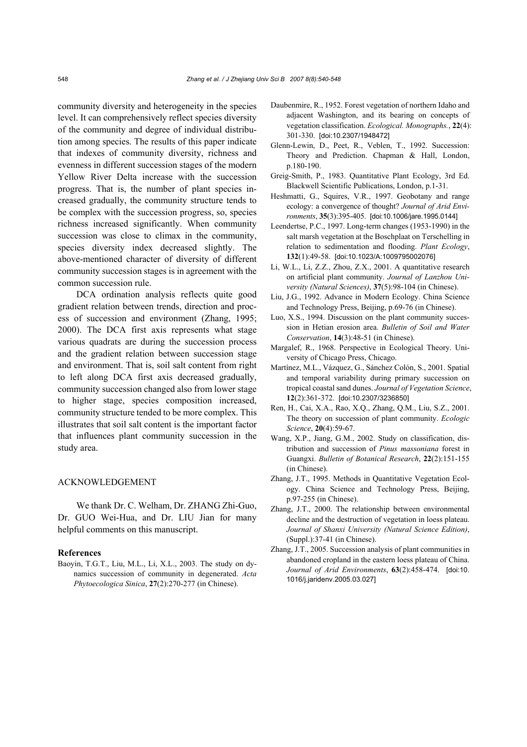community diversity and heterogeneity in the species level. It can comprehensively reflect species diversity of the community and degree of individual distribution among species. The results of this paper indicate that indexes of community diversity, richness and evenness in different succession stages of the modern Yellow River Delta increase with the succession progress. That is, the number of plant species increased gradually, the community structure tends to be complex with the succession progress, so, species richness increased significantly. When community succession was close to climax in the community, species diversity index decreased slightly. The above-mentioned character of diversity of different community succession stages is in agreement with the common succession rule.

DCA ordination analysis reflects quite good gradient relation between trends, direction and process of succession and environment (Zhang, 1995; 2000). The DCA first axis represents what stage various quadrats are during the succession process and the gradient relation between succession stage and environment. That is, soil salt content from right to left along DCA first axis decreased gradually, community succession changed also from lower stage to higher stage, species composition increased, community structure tended to be more complex. This illustrates that soil salt content is the important factor that influences plant community succession in the study area.

## ACKNOWLEDGEMENT

We thank Dr. C. Welham, Dr. ZHANG Zhi-Guo, Dr. GUO Wei-Hua, and Dr. LIU Jian for many helpful comments on this manuscript.

## References

Baoyin, T.G.T., Liu, M.L., Li, X.L., 2003. The study on dynamics succession of community in degenerated. *Acta Phytoecologica Sinica*, **27**(2):270-277 (in Chinese).

Daubenmire, R., 1952. Forest vegetation of northern Idaho and adjacent Washington, and its bearing on concepts of vegetation classification. *Ecological. Monographs.*, **22**(4): 301-330. [doi:10.2307/1948472]

Glenn-Lewin, D., Peet, R., Veblen, T., 1992. Succession: Theory and Prediction. Chapman & Hall, London, p.180-190.

Greig-Smith, P., 1983. Quantitative Plant Ecology, 3rd Ed. Blackwell Scientific Publications, London, p.1-31.

Heshmatti, G., Squires, V.R., 1997. Geobotany and range ecology: a convergence of thought? *Journal of Arid Environments*, **35**(3):395-405. [doi:10.1006/jare.1995.0144]

Leendertse, P.C., 1997. Long-term changes (1953-1990) in the salt marsh vegetation at the Boschplaat on Terschelling in relation to sedimentation and flooding. *Plant Ecology*, **132**(1):49-58. [doi:10.1023/A:1009795002076]

Li, W.L., Li, Z.Z., Zhou, Z.X., 2001. A quantitative research on artificial plant community. *Journal of Lanzhou University (Natural Sciences)*, **37**(5):98-104 (in Chinese).

Liu, J.G., 1992. Advance in Modern Ecology. China Science and Technology Press, Beijing, p.69-76 (in Chinese).

Luo, X.S., 1994. Discussion on the plant community succession in Hetian erosion area. *Bulletin of Soil and Water Conservation*, **14**(3):48-51 (in Chinese).

Margalef, R., 1968. Perspective in Ecological Theory. University of Chicago Press, Chicago.

Martínez, M.L., Vázquez, G., Sánchez Colón, S., 2001. Spatial and temporal variability during primary succession on tropical coastal sand dunes. *Journal of Vegetation Science*, **12**(2):361-372. [doi:10.2307/3236850]

Ren, H., Cai, X.A., Rao, X.Q., Zhang, Q.M., Liu, S.Z., 2001. The theory on succession of plant community. *Ecologic Science*, **20**(4):59-67.

Wang, X.P., Jiang, G.M., 2002. Study on classification, distribution and succession of *Pinus massoniana* forest in Guangxi. *Bulletin of Botanical Research*, **22**(2):151-155 (in Chinese).

Zhang, J.T., 1995. Methods in Quantitative Vegetation Ecology. China Science and Technology Press, Beijing, p.97-255 (in Chinese).

Zhang, J.T., 2000. The relationship between environmental decline and the destruction of vegetation in loess plateau. *Journal of Shanxi University (Natural Science Edition)*, (Suppl.):37-41 (in Chinese).

Zhang, J.T., 2005. Succession analysis of plant communities in abandoned cropland in the eastern loess plateau of China. *Journal of Arid Environments*, **63**(2):458-474. [doi:10.1016/j.jaridenv.2005.03.027]